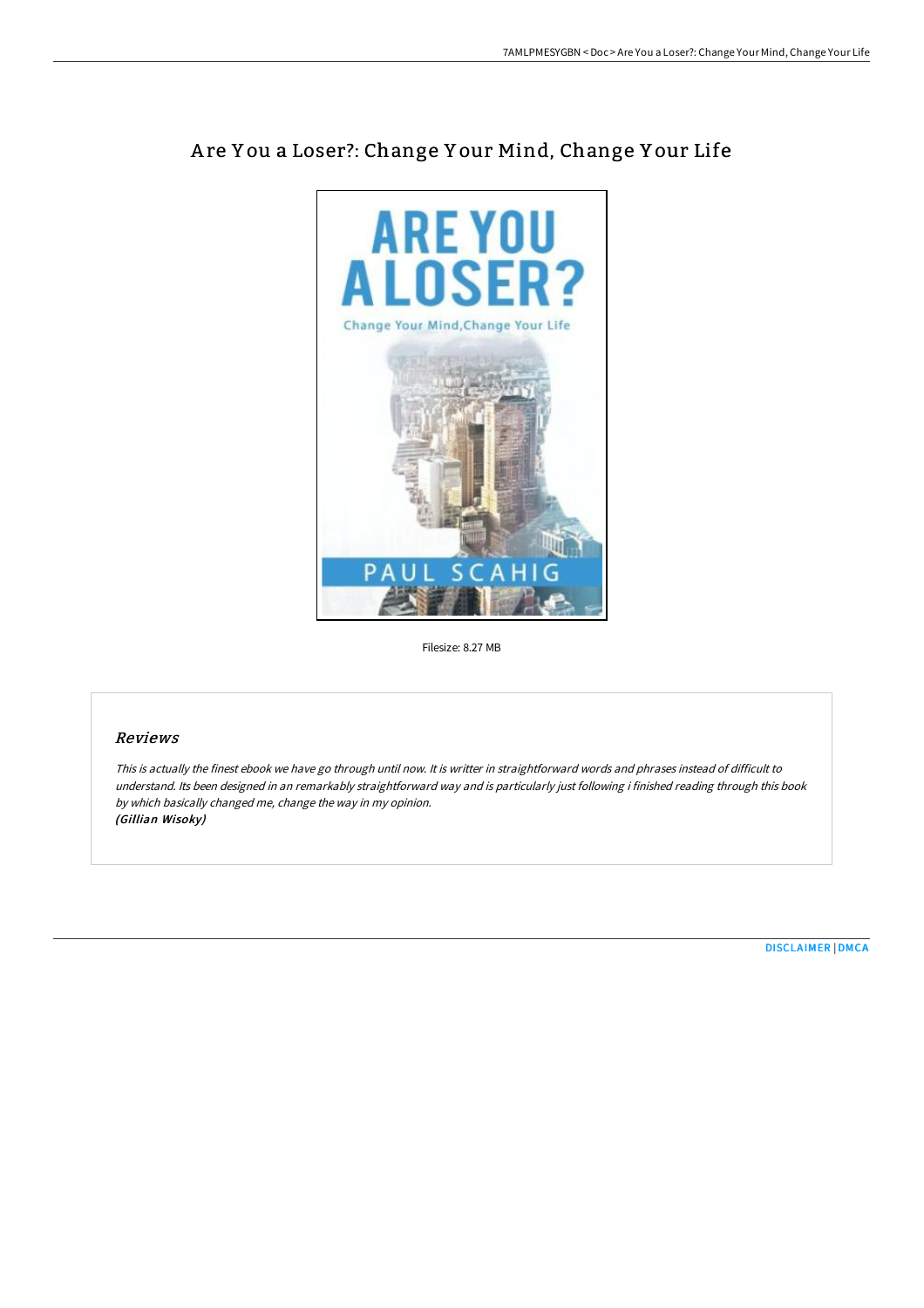# Are You a Loser?: Change Your Mind, Change Your Life

Filesize: 8.27 MB

## *Reviews*

*This is actually the finest ebook we have go through until now. It is writter in straightforward words and phrases instead of difficult to understand. Its been designed in an remarkably straightforward way and is particularly just following i finished reading through this book by which basically changed me, change the way in my opinion.*
***(Gillian Wisoky)***

DISCLAIMER | DMCA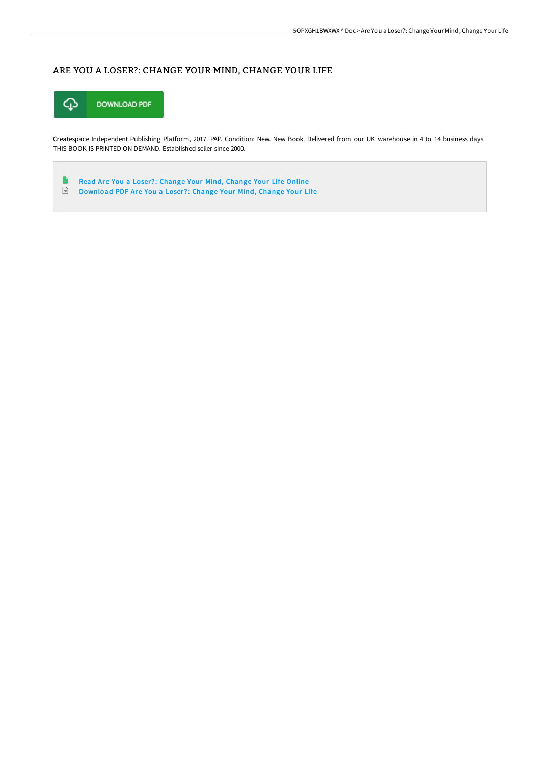# ARE YOU A LOSER?: CHANGE YOUR MIND, CHANGE YOUR LIFE

DOWNLOAD PDF

Createspace Independent Publishing Platform, 2017. PAP. Condition: New. New Book. Delivered from our UK warehouse in 4 to 14 business days. THIS BOOK IS PRINTED ON DEMAND. Established seller since 2000.

- Read Are You a Loser?: Change Your Mind, Change Your Life Online
- Download PDF Are You a Loser?: Change Your Mind, Change Your Life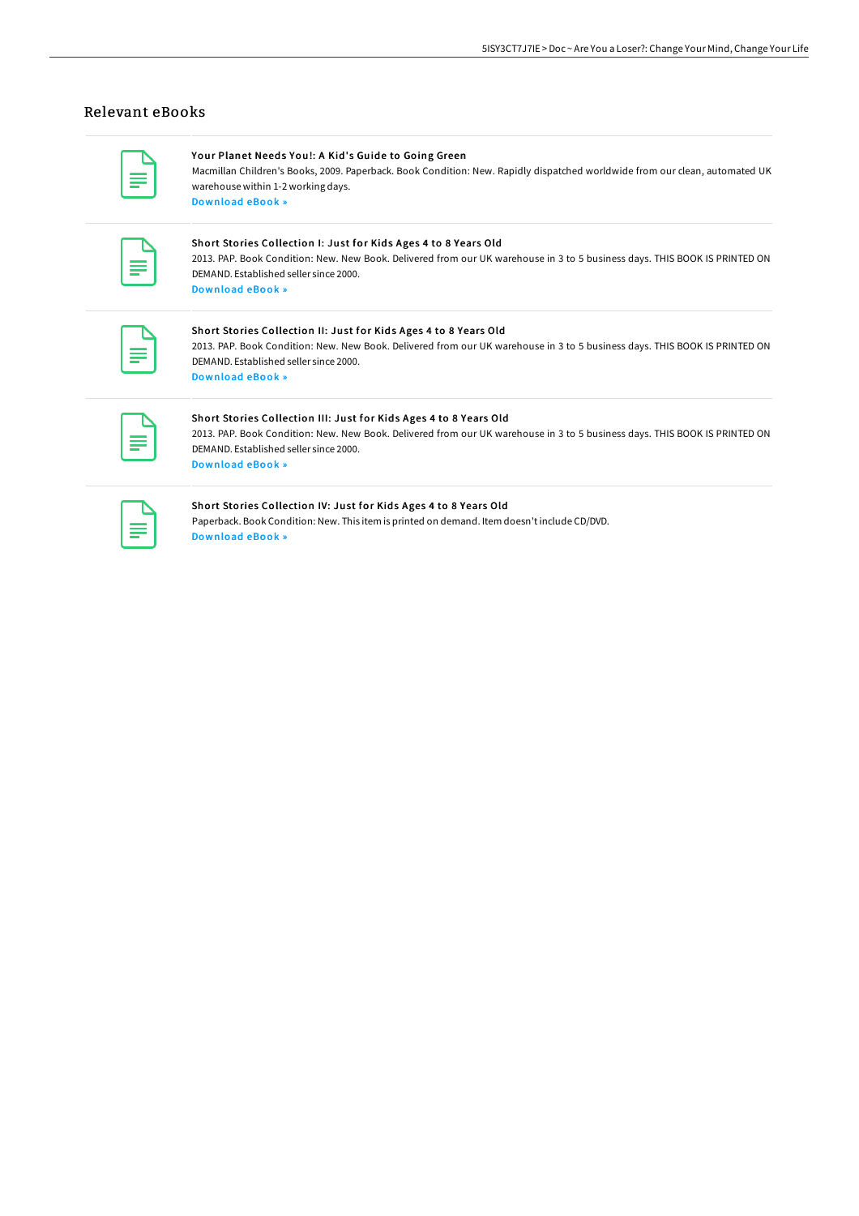## Relevant eBooks

**Your Planet Needs You!: A Kid's Guide to Going Green**

Macmillan Children's Books, 2009. Paperback. Book Condition: New. Rapidly dispatched worldwide from our clean, automated UK warehouse within 1-2 working days.

Download eBook »

**Short Stories Collection I: Just for Kids Ages 4 to 8 Years Old**

2013. PAP. Book Condition: New. New Book. Delivered from our UK warehouse in 3 to 5 business days. THIS BOOK IS PRINTED ON DEMAND. Established seller since 2000.

Download eBook »

**Short Stories Collection II: Just for Kids Ages 4 to 8 Years Old**

2013. PAP. Book Condition: New. New Book. Delivered from our UK warehouse in 3 to 5 business days. THIS BOOK IS PRINTED ON DEMAND. Established seller since 2000.

Download eBook »

**Short Stories Collection III: Just for Kids Ages 4 to 8 Years Old**

2013. PAP. Book Condition: New. New Book. Delivered from our UK warehouse in 3 to 5 business days. THIS BOOK IS PRINTED ON DEMAND. Established seller since 2000.

Download eBook »

**Short Stories Collection IV: Just for Kids Ages 4 to 8 Years Old**

Paperback. Book Condition: New. This item is printed on demand. Item doesn't include CD/DVD.

Download eBook »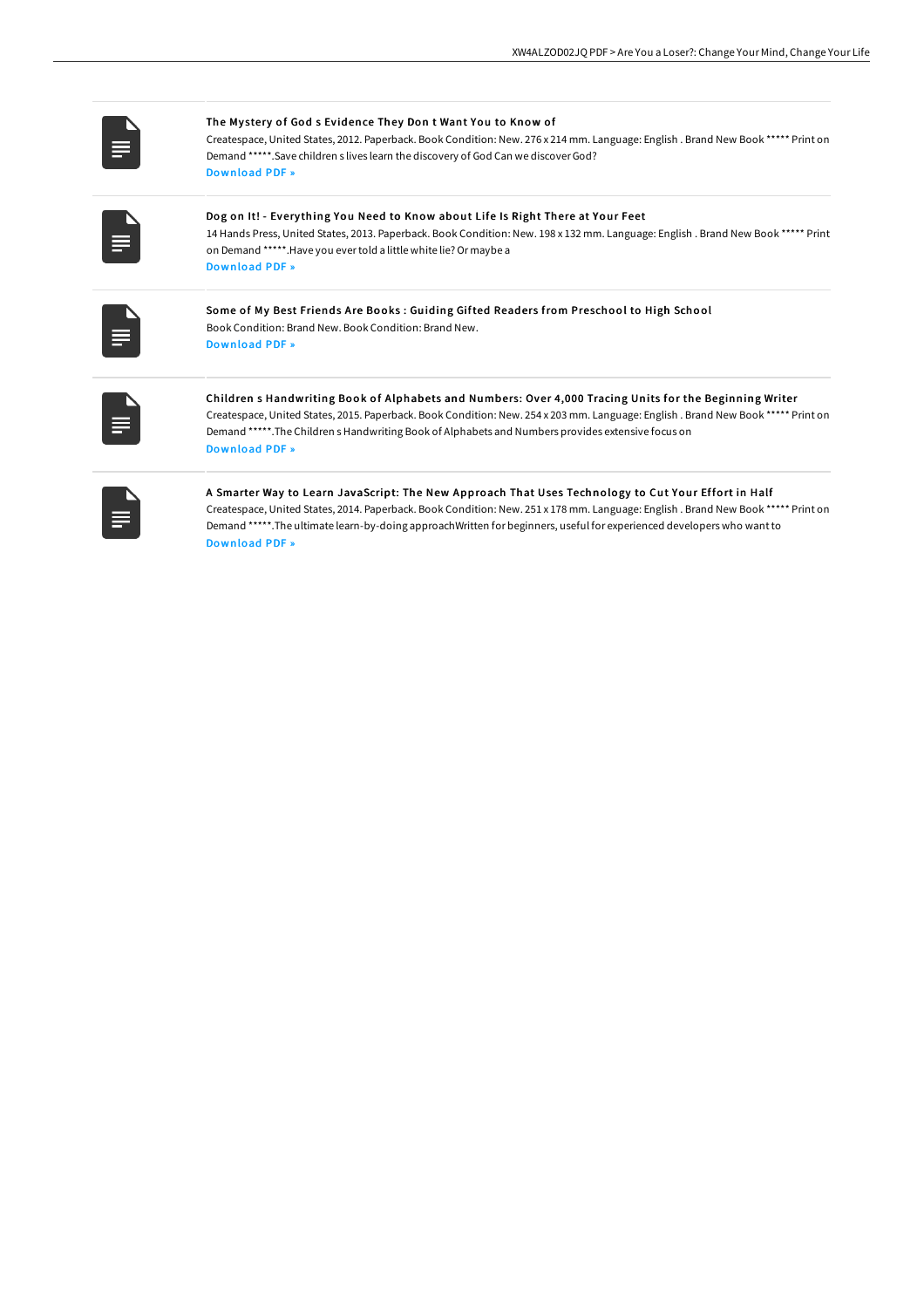### The Mystery of God s Evidence They Don t Want You to Know of

Createspace, United States, 2012. Paperback. Book Condition: New. 276 x 214 mm. Language: English . Brand New Book ***** Print on Demand *****.Save children s lives learn the discovery of God Can we discover God?

Download PDF »

### Dog on It! - Everything You Need to Know about Life Is Right There at Your Feet

14 Hands Press, United States, 2013. Paperback. Book Condition: New. 198 x 132 mm. Language: English . Brand New Book ***** Print on Demand *****.Have you ever told a little white lie? Or maybe a

Download PDF »

### Some of My Best Friends Are Books : Guiding Gifted Readers from Preschool to High School

Book Condition: Brand New. Book Condition: Brand New.

Download PDF »

### Children s Handwriting Book of Alphabets and Numbers: Over 4,000 Tracing Units for the Beginning Writer

Createspace, United States, 2015. Paperback. Book Condition: New. 254 x 203 mm. Language: English . Brand New Book ***** Print on Demand *****.The Children s Handwriting Book of Alphabets and Numbers provides extensive focus on

Download PDF »

### A Smarter Way to Learn JavaScript: The New Approach That Uses Technology to Cut Your Effort in Half

Createspace, United States, 2014. Paperback. Book Condition: New. 251 x 178 mm. Language: English . Brand New Book ***** Print on Demand *****.The ultimate learn-by-doing approachWritten for beginners, useful for experienced developers who want to

Download PDF »